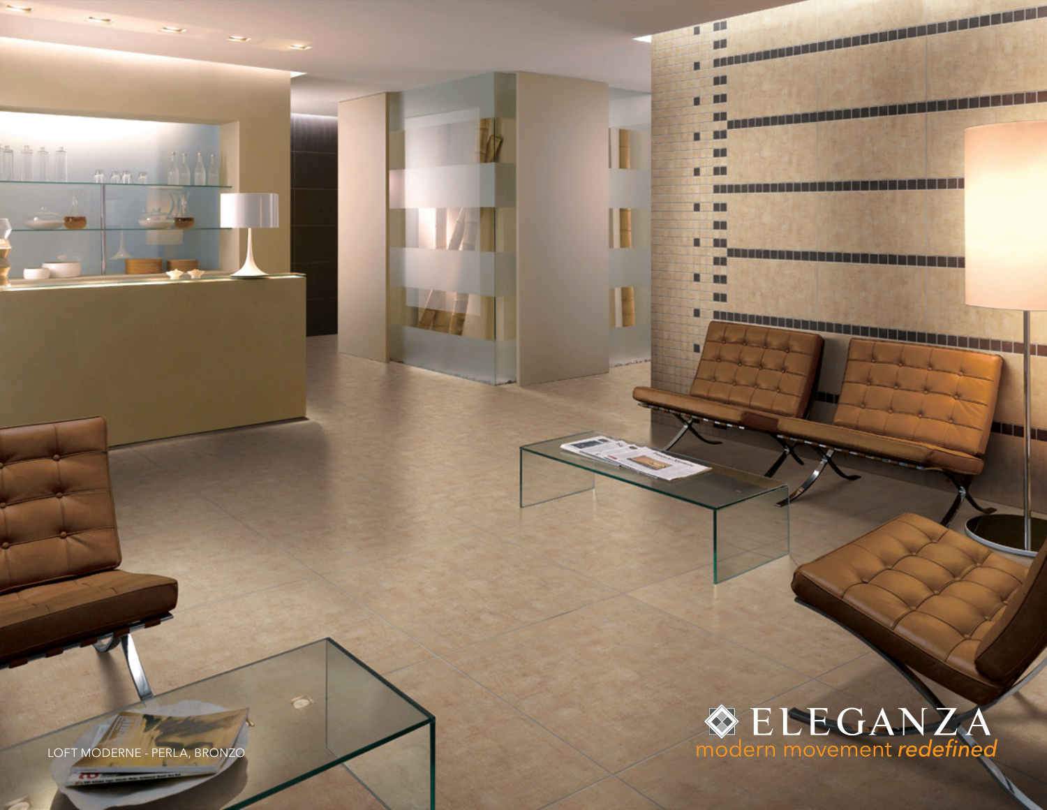LOFT MODERNE - PERLA, BRONZO

ELEGANZA

modern movement *redefined*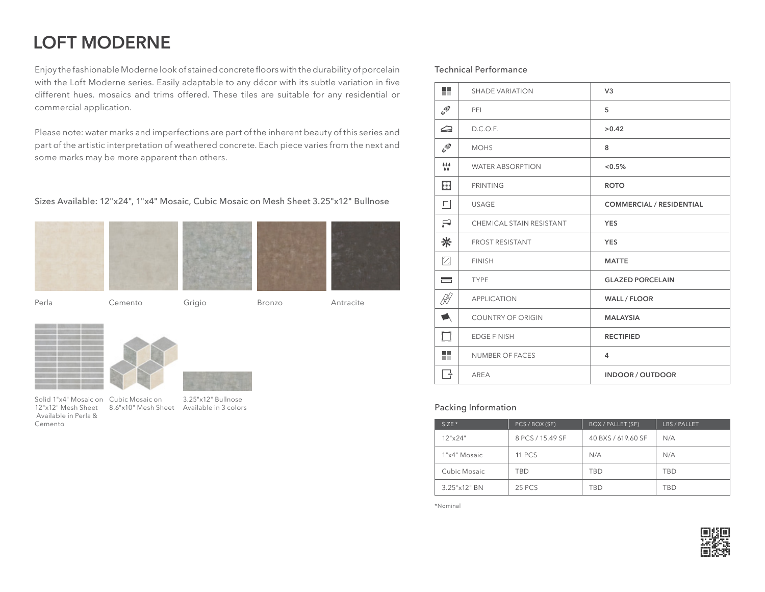# LOFT MODERNE

Enjoy the fashionable Moderne look of stained concrete floors with the durability of porcelain with the Loft Moderne series. Easily adaptable to any décor with its subtle variation in five different hues. mosaics and trims offered. These tiles are suitable for any residential or commercial application.

Please note: water marks and imperfections are part of the inherent beauty of this series and part of the artistic interpretation of weathered concrete. Each piece varies from the next and some marks may be more apparent than others.

Sizes Available: 12"x24", 1"x4" Mosaic, Cubic Mosaic on Mesh Sheet 3.25"x12" Bullnose

Perla

Cemento

Grigio

Bronzo

Antracite

Solid 1"x4" Mosaic on 12"x12" Mesh Sheet Available in Perla & Cemento

Cubic Mosaic on 8.6"x10" Mesh Sheet

3.25"x12" Bullnose Available in 3 colors

## Technical Performance

| | |
|---|---|
| SHADE VARIATION | V3 |
| PEI | 5 |
| D.C.O.F. | >0.42 |
| MOHS | 8 |
| WATER ABSORPTION | <0.5% |
| PRINTING | ROTO |
| USAGE | COMMERCIAL / RESIDENTIAL |
| CHEMICAL STAIN RESISTANT | YES |
| FROST RESISTANT | YES |
| FINISH | MATTE |
| TYPE | GLAZED PORCELAIN |
| APPLICATION | WALL / FLOOR |
| COUNTRY OF ORIGIN | MALAYSIA |
| EDGE FINISH | RECTIFIED |
| NUMBER OF FACES | 4 |
| AREA | INDOOR / OUTDOOR |

## Packing Information

| SIZE * | PCS / BOX (SF) | BOX / PALLET (SF) | LBS / PALLET |
|---|---|---|---|
| 12"x24" | 8 PCS / 15.49 SF | 40 BXS / 619.60 SF | N/A |
| 1"x4" Mosaic | 11 PCS | N/A | N/A |
| Cubic Mosaic | TBD | TBD | TBD |
| 3.25"x12" BN | 25 PCS | TBD | TBD |

*Nominal